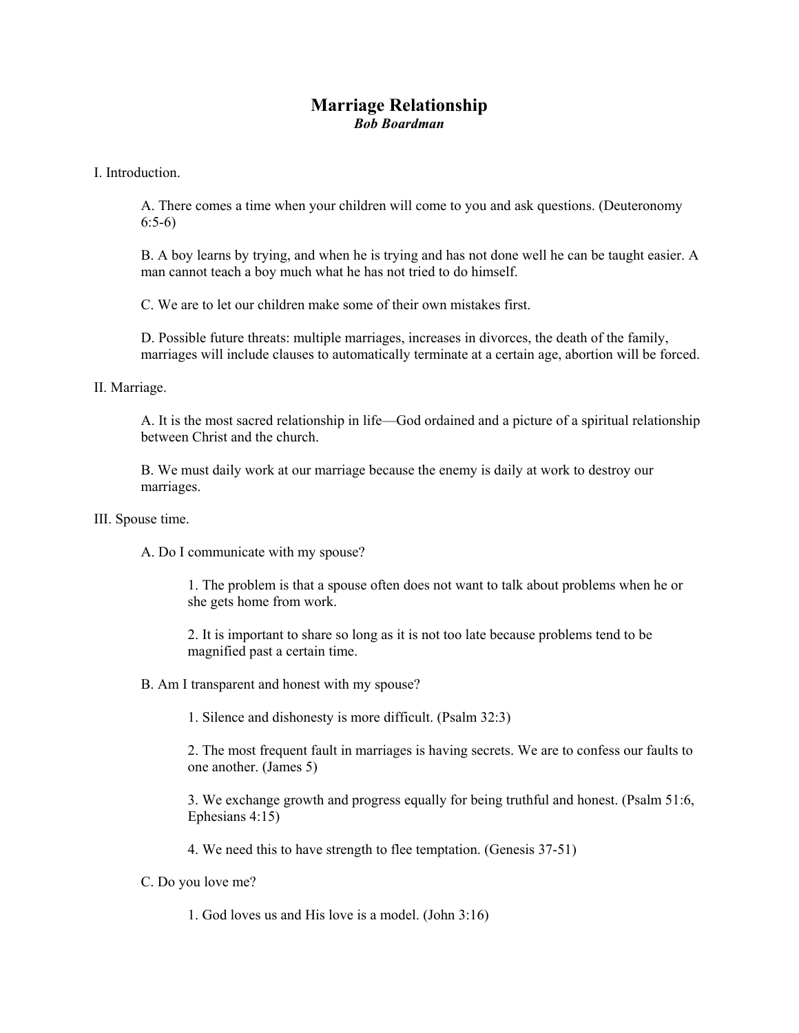# Marriage Relationship

***Bob Boardman***

I. Introduction.

A. There comes a time when your children will come to you and ask questions. (Deuteronomy 6:5-6)

B. A boy learns by trying, and when he is trying and has not done well he can be taught easier. A man cannot teach a boy much what he has not tried to do himself.

C. We are to let our children make some of their own mistakes first.

D. Possible future threats: multiple marriages, increases in divorces, the death of the family, marriages will include clauses to automatically terminate at a certain age, abortion will be forced.

II. Marriage.

A. It is the most sacred relationship in life—God ordained and a picture of a spiritual relationship between Christ and the church.

B. We must daily work at our marriage because the enemy is daily at work to destroy our marriages.

III. Spouse time.

A. Do I communicate with my spouse?

1. The problem is that a spouse often does not want to talk about problems when he or she gets home from work.

2. It is important to share so long as it is not too late because problems tend to be magnified past a certain time.

B. Am I transparent and honest with my spouse?

1. Silence and dishonesty is more difficult. (Psalm 32:3)

2. The most frequent fault in marriages is having secrets. We are to confess our faults to one another. (James 5)

3. We exchange growth and progress equally for being truthful and honest. (Psalm 51:6, Ephesians 4:15)

4. We need this to have strength to flee temptation. (Genesis 37-51)

C. Do you love me?

1. God loves us and His love is a model. (John 3:16)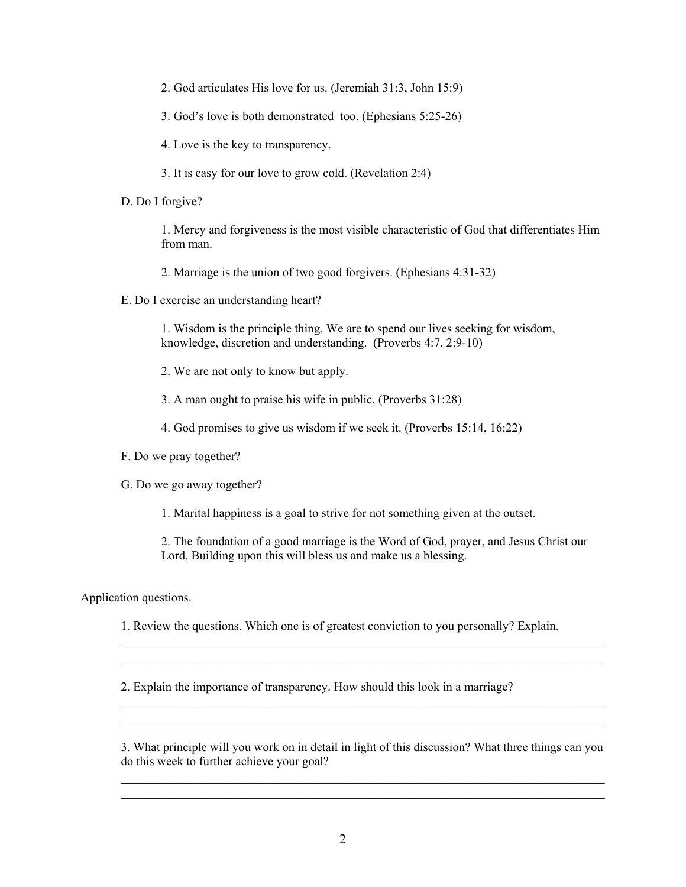2. God articulates His love for us. (Jeremiah 31:3, John 15:9)

3. God's love is both demonstrated too. (Ephesians 5:25-26)

4. Love is the key to transparency.

3. It is easy for our love to grow cold. (Revelation 2:4)

D. Do I forgive?

1. Mercy and forgiveness is the most visible characteristic of God that differentiates Him from man.

2. Marriage is the union of two good forgivers. (Ephesians 4:31-32)

E. Do I exercise an understanding heart?

1. Wisdom is the principle thing. We are to spend our lives seeking for wisdom, knowledge, discretion and understanding. (Proverbs 4:7, 2:9-10)

2. We are not only to know but apply.

3. A man ought to praise his wife in public. (Proverbs 31:28)

4. God promises to give us wisdom if we seek it. (Proverbs 15:14, 16:22)

F. Do we pray together?

G. Do we go away together?

1. Marital happiness is a goal to strive for not something given at the outset.

2. The foundation of a good marriage is the Word of God, prayer, and Jesus Christ our Lord. Building upon this will bless us and make us a blessing.

Application questions.

1. Review the questions. Which one is of greatest conviction to you personally? Explain.

______________________________________________________________________________
______________________________________________________________________________

2. Explain the importance of transparency. How should this look in a marriage?

______________________________________________________________________________
______________________________________________________________________________

3. What principle will you work on in detail in light of this discussion? What three things can you do this week to further achieve your goal?

______________________________________________________________________________
______________________________________________________________________________